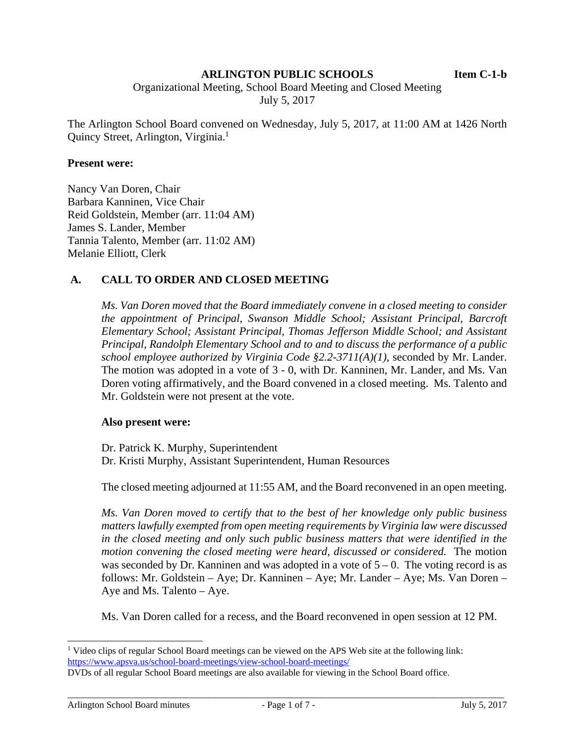**ARLINGTON PUBLIC SCHOOLS** **Item C-1-b**

Organizational Meeting, School Board Meeting and Closed Meeting
July 5, 2017

The Arlington School Board convened on Wednesday, July 5, 2017, at 11:00 AM at 1426 North Quincy Street, Arlington, Virginia.[1]

**Present were:**

Nancy Van Doren, Chair
Barbara Kanninen, Vice Chair
Reid Goldstein, Member (arr. 11:04 AM)
James S. Lander, Member
Tannia Talento, Member (arr. 11:02 AM)
Melanie Elliott, Clerk

## A. CALL TO ORDER AND CLOSED MEETING

*Ms. Van Doren moved that the Board immediately convene in a closed meeting to consider the appointment of Principal, Swanson Middle School; Assistant Principal, Barcroft Elementary School; Assistant Principal, Thomas Jefferson Middle School; and Assistant Principal, Randolph Elementary School and to and to discuss the performance of a public school employee authorized by Virginia Code §2.2-3711(A)(1),* seconded by Mr. Lander. The motion was adopted in a vote of 3 - 0, with Dr. Kanninen, Mr. Lander, and Ms. Van Doren voting affirmatively, and the Board convened in a closed meeting. Ms. Talento and Mr. Goldstein were not present at the vote.

**Also present were:**

Dr. Patrick K. Murphy, Superintendent
Dr. Kristi Murphy, Assistant Superintendent, Human Resources

The closed meeting adjourned at 11:55 AM, and the Board reconvened in an open meeting.

*Ms. Van Doren moved to certify that to the best of her knowledge only public business matters lawfully exempted from open meeting requirements by Virginia law were discussed in the closed meeting and only such public business matters that were identified in the motion convening the closed meeting were heard, discussed or considered.* The motion was seconded by Dr. Kanninen and was adopted in a vote of 5 – 0. The voting record is as follows: Mr. Goldstein – Aye; Dr. Kanninen – Aye; Mr. Lander – Aye; Ms. Van Doren – Aye and Ms. Talento – Aye.

Ms. Van Doren called for a recess, and the Board reconvened in open session at 12 PM.

---

[1] Video clips of regular School Board meetings can be viewed on the APS Web site at the following link: https://www.apsva.us/school-board-meetings/view-school-board-meetings/
DVDs of all regular School Board meetings are also available for viewing in the School Board office.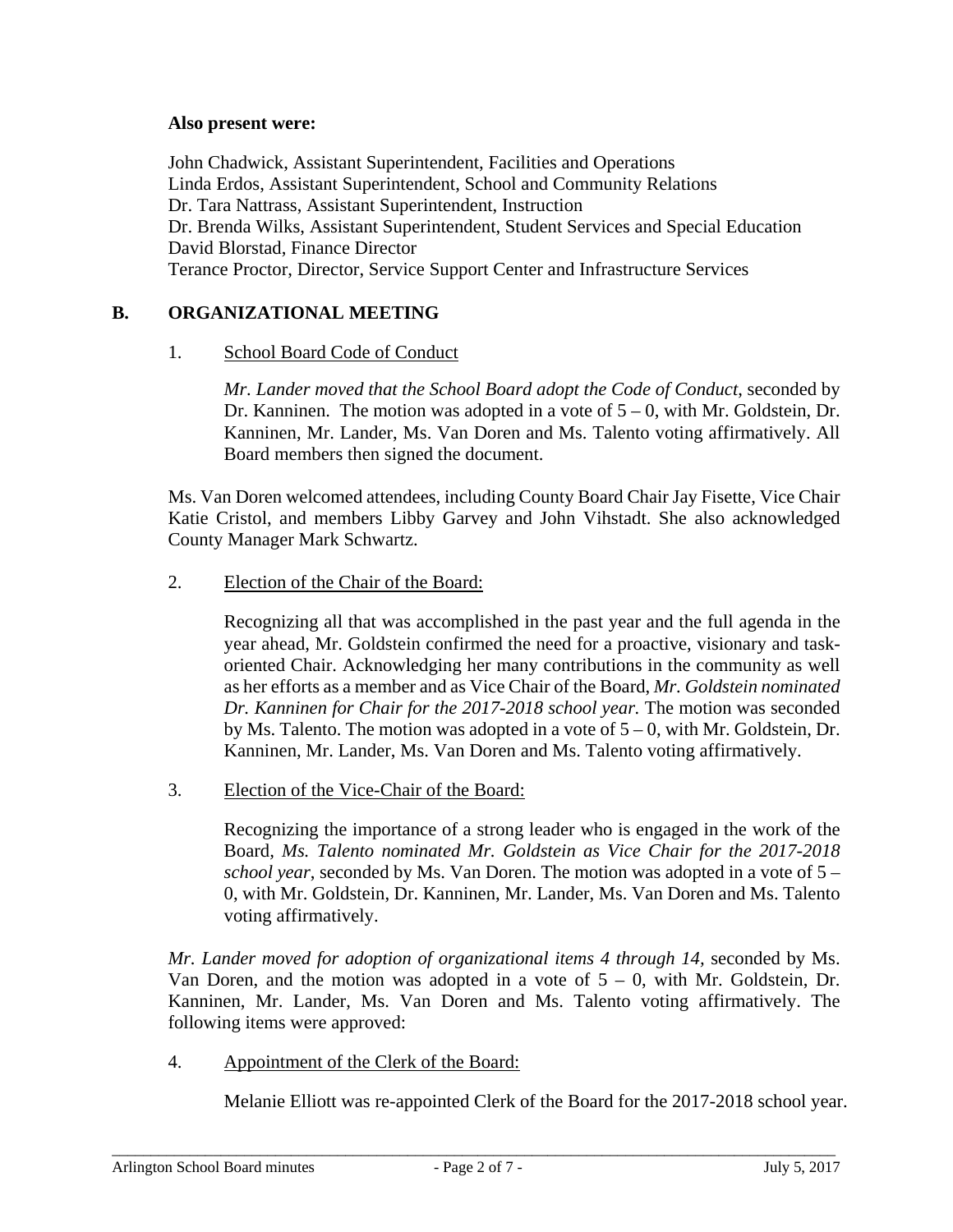**Also present were:**

John Chadwick, Assistant Superintendent, Facilities and Operations
Linda Erdos, Assistant Superintendent, School and Community Relations
Dr. Tara Nattrass, Assistant Superintendent, Instruction
Dr. Brenda Wilks, Assistant Superintendent, Student Services and Special Education
David Blorstad, Finance Director
Terance Proctor, Director, Service Support Center and Infrastructure Services

## B. ORGANIZATIONAL MEETING

1. School Board Code of Conduct

   *Mr. Lander moved that the School Board adopt the Code of Conduct*, seconded by Dr. Kanninen. The motion was adopted in a vote of 5 – 0, with Mr. Goldstein, Dr. Kanninen, Mr. Lander, Ms. Van Doren and Ms. Talento voting affirmatively. All Board members then signed the document.

Ms. Van Doren welcomed attendees, including County Board Chair Jay Fisette, Vice Chair Katie Cristol, and members Libby Garvey and John Vihstadt. She also acknowledged County Manager Mark Schwartz.

2. Election of the Chair of the Board:

   Recognizing all that was accomplished in the past year and the full agenda in the year ahead, Mr. Goldstein confirmed the need for a proactive, visionary and task-oriented Chair. Acknowledging her many contributions in the community as well as her efforts as a member and as Vice Chair of the Board, *Mr. Goldstein nominated Dr. Kanninen for Chair for the 2017-2018 school year.* The motion was seconded by Ms. Talento. The motion was adopted in a vote of 5 – 0, with Mr. Goldstein, Dr. Kanninen, Mr. Lander, Ms. Van Doren and Ms. Talento voting affirmatively.

3. Election of the Vice-Chair of the Board:

   Recognizing the importance of a strong leader who is engaged in the work of the Board, *Ms. Talento nominated Mr. Goldstein as Vice Chair for the 2017-2018 school year*, seconded by Ms. Van Doren. The motion was adopted in a vote of 5 – 0, with Mr. Goldstein, Dr. Kanninen, Mr. Lander, Ms. Van Doren and Ms. Talento voting affirmatively.

*Mr. Lander moved for adoption of organizational items 4 through 14*, seconded by Ms. Van Doren, and the motion was adopted in a vote of 5 – 0, with Mr. Goldstein, Dr. Kanninen, Mr. Lander, Ms. Van Doren and Ms. Talento voting affirmatively. The following items were approved:

4. Appointment of the Clerk of the Board:

   Melanie Elliott was re-appointed Clerk of the Board for the 2017-2018 school year.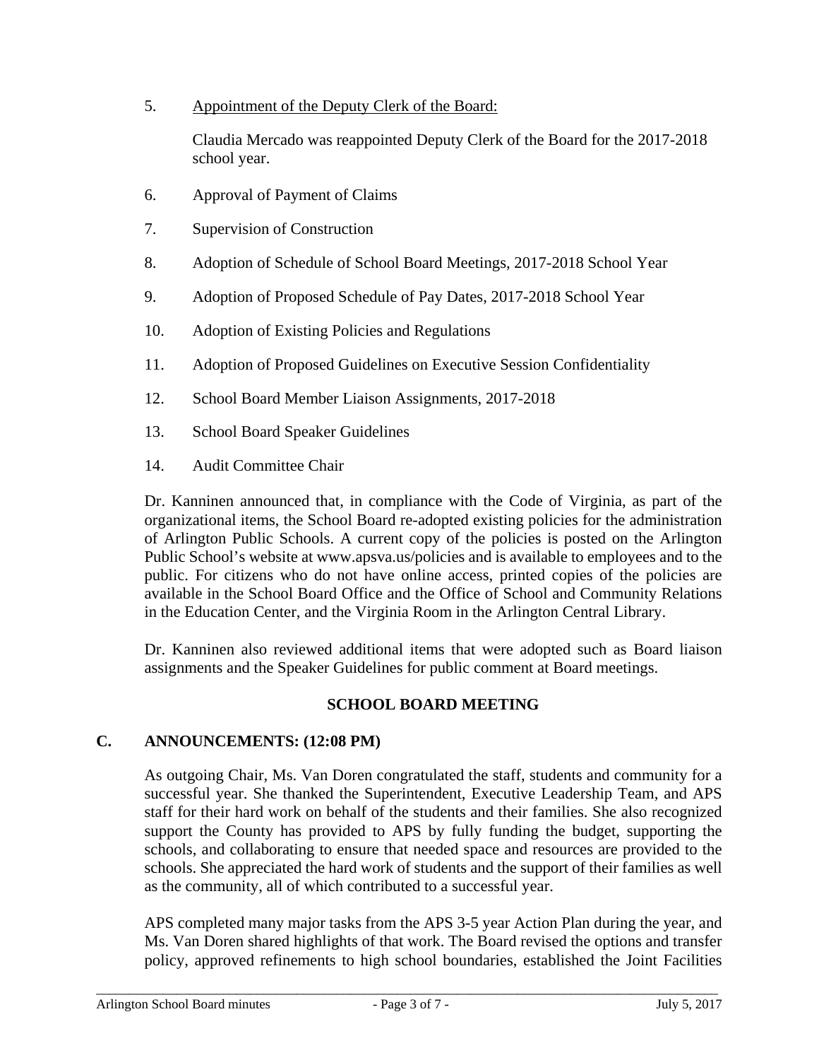5. Appointment of the Deputy Clerk of the Board:

   Claudia Mercado was reappointed Deputy Clerk of the Board for the 2017-2018 school year.

6. Approval of Payment of Claims

7. Supervision of Construction

8. Adoption of Schedule of School Board Meetings, 2017-2018 School Year

9. Adoption of Proposed Schedule of Pay Dates, 2017-2018 School Year

10. Adoption of Existing Policies and Regulations

11. Adoption of Proposed Guidelines on Executive Session Confidentiality

12. School Board Member Liaison Assignments, 2017-2018

13. School Board Speaker Guidelines

14. Audit Committee Chair

Dr. Kanninen announced that, in compliance with the Code of Virginia, as part of the organizational items, the School Board re-adopted existing policies for the administration of Arlington Public Schools. A current copy of the policies is posted on the Arlington Public School's website at www.apsva.us/policies and is available to employees and to the public. For citizens who do not have online access, printed copies of the policies are available in the School Board Office and the Office of School and Community Relations in the Education Center, and the Virginia Room in the Arlington Central Library.

Dr. Kanninen also reviewed additional items that were adopted such as Board liaison assignments and the Speaker Guidelines for public comment at Board meetings.

## SCHOOL BOARD MEETING

## C. ANNOUNCEMENTS: (12:08 PM)

As outgoing Chair, Ms. Van Doren congratulated the staff, students and community for a successful year. She thanked the Superintendent, Executive Leadership Team, and APS staff for their hard work on behalf of the students and their families. She also recognized support the County has provided to APS by fully funding the budget, supporting the schools, and collaborating to ensure that needed space and resources are provided to the schools. She appreciated the hard work of students and the support of their families as well as the community, all of which contributed to a successful year.

APS completed many major tasks from the APS 3-5 year Action Plan during the year, and Ms. Van Doren shared highlights of that work. The Board revised the options and transfer policy, approved refinements to high school boundaries, established the Joint Facilities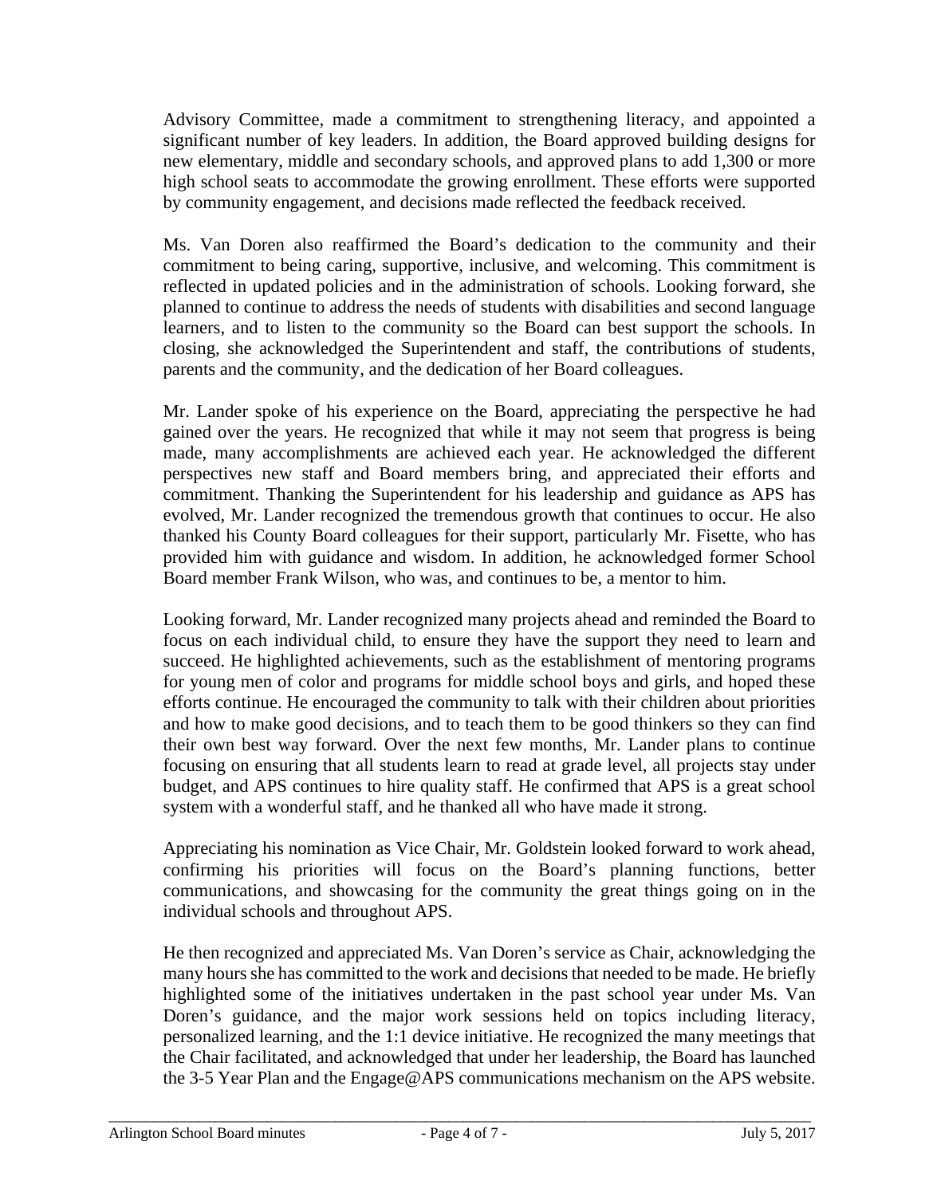Advisory Committee, made a commitment to strengthening literacy, and appointed a significant number of key leaders. In addition, the Board approved building designs for new elementary, middle and secondary schools, and approved plans to add 1,300 or more high school seats to accommodate the growing enrollment. These efforts were supported by community engagement, and decisions made reflected the feedback received.

Ms. Van Doren also reaffirmed the Board's dedication to the community and their commitment to being caring, supportive, inclusive, and welcoming. This commitment is reflected in updated policies and in the administration of schools. Looking forward, she planned to continue to address the needs of students with disabilities and second language learners, and to listen to the community so the Board can best support the schools. In closing, she acknowledged the Superintendent and staff, the contributions of students, parents and the community, and the dedication of her Board colleagues.

Mr. Lander spoke of his experience on the Board, appreciating the perspective he had gained over the years. He recognized that while it may not seem that progress is being made, many accomplishments are achieved each year. He acknowledged the different perspectives new staff and Board members bring, and appreciated their efforts and commitment. Thanking the Superintendent for his leadership and guidance as APS has evolved, Mr. Lander recognized the tremendous growth that continues to occur. He also thanked his County Board colleagues for their support, particularly Mr. Fisette, who has provided him with guidance and wisdom. In addition, he acknowledged former School Board member Frank Wilson, who was, and continues to be, a mentor to him.

Looking forward, Mr. Lander recognized many projects ahead and reminded the Board to focus on each individual child, to ensure they have the support they need to learn and succeed. He highlighted achievements, such as the establishment of mentoring programs for young men of color and programs for middle school boys and girls, and hoped these efforts continue. He encouraged the community to talk with their children about priorities and how to make good decisions, and to teach them to be good thinkers so they can find their own best way forward. Over the next few months, Mr. Lander plans to continue focusing on ensuring that all students learn to read at grade level, all projects stay under budget, and APS continues to hire quality staff. He confirmed that APS is a great school system with a wonderful staff, and he thanked all who have made it strong.

Appreciating his nomination as Vice Chair, Mr. Goldstein looked forward to work ahead, confirming his priorities will focus on the Board's planning functions, better communications, and showcasing for the community the great things going on in the individual schools and throughout APS.

He then recognized and appreciated Ms. Van Doren's service as Chair, acknowledging the many hours she has committed to the work and decisions that needed to be made. He briefly highlighted some of the initiatives undertaken in the past school year under Ms. Van Doren's guidance, and the major work sessions held on topics including literacy, personalized learning, and the 1:1 device initiative. He recognized the many meetings that the Chair facilitated, and acknowledged that under her leadership, the Board has launched the 3-5 Year Plan and the Engage@APS communications mechanism on the APS website.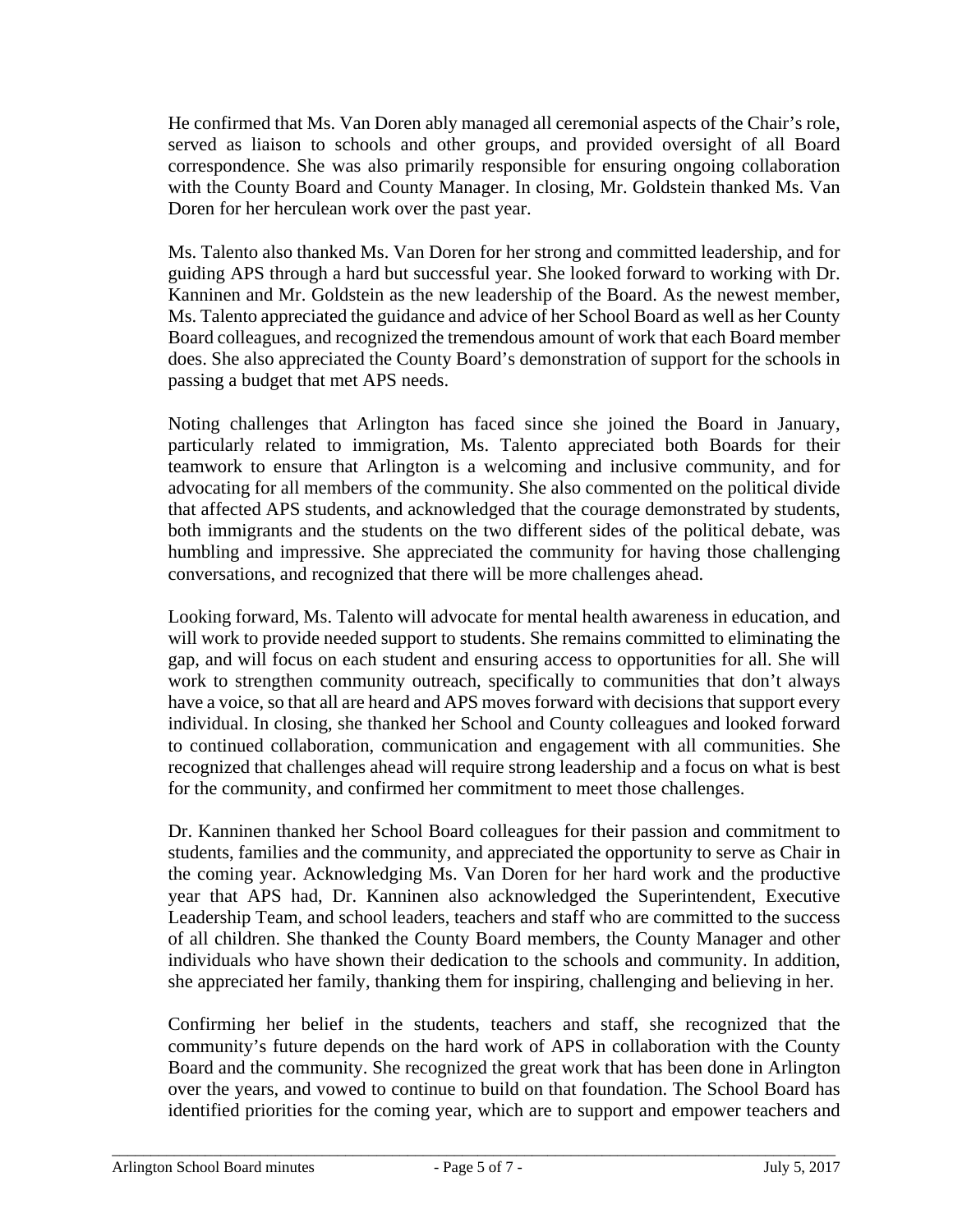He confirmed that Ms. Van Doren ably managed all ceremonial aspects of the Chair's role, served as liaison to schools and other groups, and provided oversight of all Board correspondence. She was also primarily responsible for ensuring ongoing collaboration with the County Board and County Manager. In closing, Mr. Goldstein thanked Ms. Van Doren for her herculean work over the past year.

Ms. Talento also thanked Ms. Van Doren for her strong and committed leadership, and for guiding APS through a hard but successful year. She looked forward to working with Dr. Kanninen and Mr. Goldstein as the new leadership of the Board. As the newest member, Ms. Talento appreciated the guidance and advice of her School Board as well as her County Board colleagues, and recognized the tremendous amount of work that each Board member does. She also appreciated the County Board's demonstration of support for the schools in passing a budget that met APS needs.

Noting challenges that Arlington has faced since she joined the Board in January, particularly related to immigration, Ms. Talento appreciated both Boards for their teamwork to ensure that Arlington is a welcoming and inclusive community, and for advocating for all members of the community. She also commented on the political divide that affected APS students, and acknowledged that the courage demonstrated by students, both immigrants and the students on the two different sides of the political debate, was humbling and impressive. She appreciated the community for having those challenging conversations, and recognized that there will be more challenges ahead.

Looking forward, Ms. Talento will advocate for mental health awareness in education, and will work to provide needed support to students. She remains committed to eliminating the gap, and will focus on each student and ensuring access to opportunities for all. She will work to strengthen community outreach, specifically to communities that don't always have a voice, so that all are heard and APS moves forward with decisions that support every individual. In closing, she thanked her School and County colleagues and looked forward to continued collaboration, communication and engagement with all communities. She recognized that challenges ahead will require strong leadership and a focus on what is best for the community, and confirmed her commitment to meet those challenges.

Dr. Kanninen thanked her School Board colleagues for their passion and commitment to students, families and the community, and appreciated the opportunity to serve as Chair in the coming year. Acknowledging Ms. Van Doren for her hard work and the productive year that APS had, Dr. Kanninen also acknowledged the Superintendent, Executive Leadership Team, and school leaders, teachers and staff who are committed to the success of all children. She thanked the County Board members, the County Manager and other individuals who have shown their dedication to the schools and community. In addition, she appreciated her family, thanking them for inspiring, challenging and believing in her.

Confirming her belief in the students, teachers and staff, she recognized that the community's future depends on the hard work of APS in collaboration with the County Board and the community. She recognized the great work that has been done in Arlington over the years, and vowed to continue to build on that foundation. The School Board has identified priorities for the coming year, which are to support and empower teachers and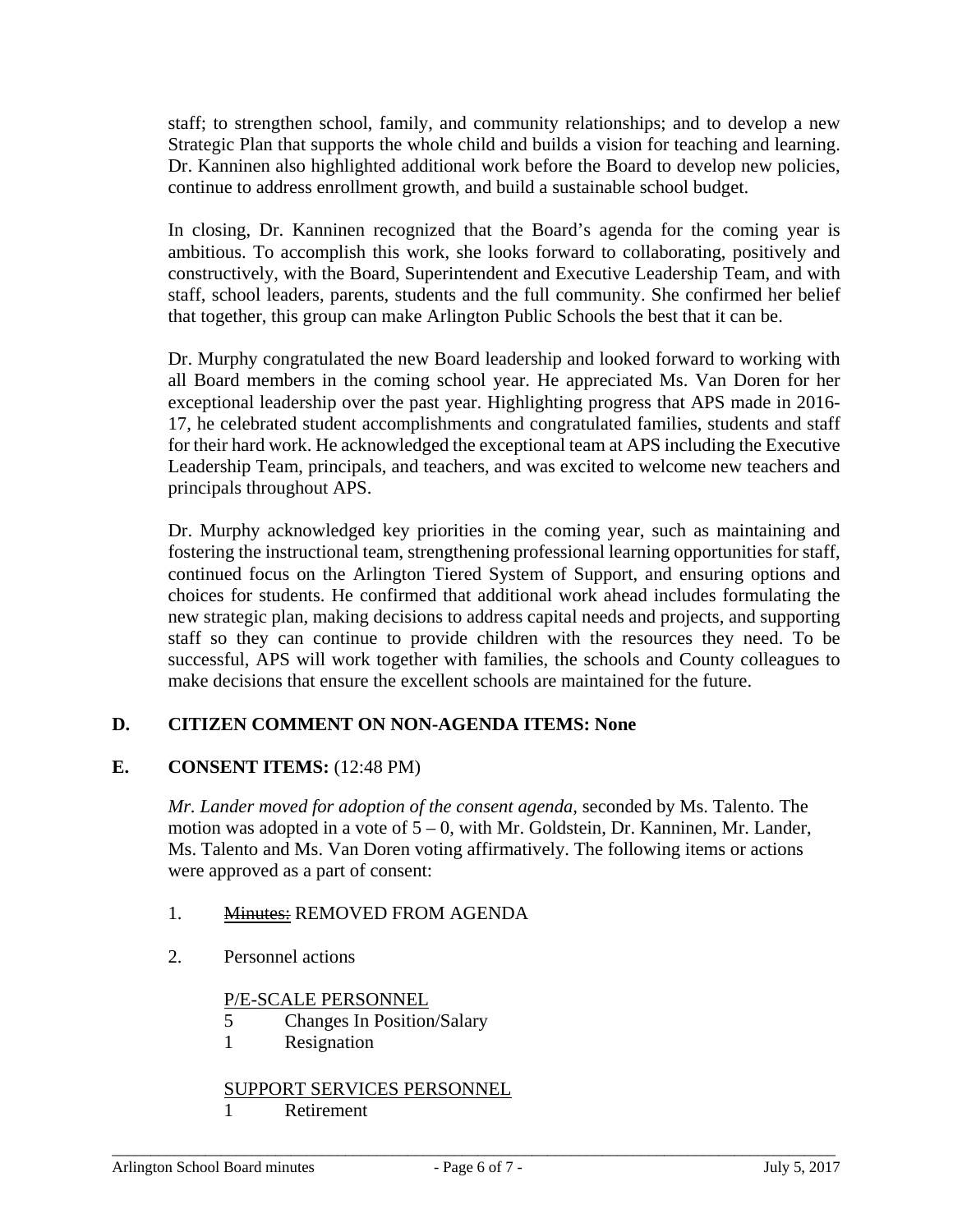staff; to strengthen school, family, and community relationships; and to develop a new Strategic Plan that supports the whole child and builds a vision for teaching and learning. Dr. Kanninen also highlighted additional work before the Board to develop new policies, continue to address enrollment growth, and build a sustainable school budget.

In closing, Dr. Kanninen recognized that the Board's agenda for the coming year is ambitious. To accomplish this work, she looks forward to collaborating, positively and constructively, with the Board, Superintendent and Executive Leadership Team, and with staff, school leaders, parents, students and the full community. She confirmed her belief that together, this group can make Arlington Public Schools the best that it can be.

Dr. Murphy congratulated the new Board leadership and looked forward to working with all Board members in the coming school year. He appreciated Ms. Van Doren for her exceptional leadership over the past year. Highlighting progress that APS made in 2016-17, he celebrated student accomplishments and congratulated families, students and staff for their hard work. He acknowledged the exceptional team at APS including the Executive Leadership Team, principals, and teachers, and was excited to welcome new teachers and principals throughout APS.

Dr. Murphy acknowledged key priorities in the coming year, such as maintaining and fostering the instructional team, strengthening professional learning opportunities for staff, continued focus on the Arlington Tiered System of Support, and ensuring options and choices for students. He confirmed that additional work ahead includes formulating the new strategic plan, making decisions to address capital needs and projects, and supporting staff so they can continue to provide children with the resources they need. To be successful, APS will work together with families, the schools and County colleagues to make decisions that ensure the excellent schools are maintained for the future.

## D. CITIZEN COMMENT ON NON-AGENDA ITEMS: None

## E. CONSENT ITEMS: (12:48 PM)

*Mr. Lander moved for adoption of the consent agenda*, seconded by Ms. Talento. The motion was adopted in a vote of 5 – 0, with Mr. Goldstein, Dr. Kanninen, Mr. Lander, Ms. Talento and Ms. Van Doren voting affirmatively. The following items or actions were approved as a part of consent:

1. ~~Minutes:~~ REMOVED FROM AGENDA

2. Personnel actions

   P/E-SCALE PERSONNEL
   - 5 Changes In Position/Salary
   - 1 Resignation

   SUPPORT SERVICES PERSONNEL
   - 1 Retirement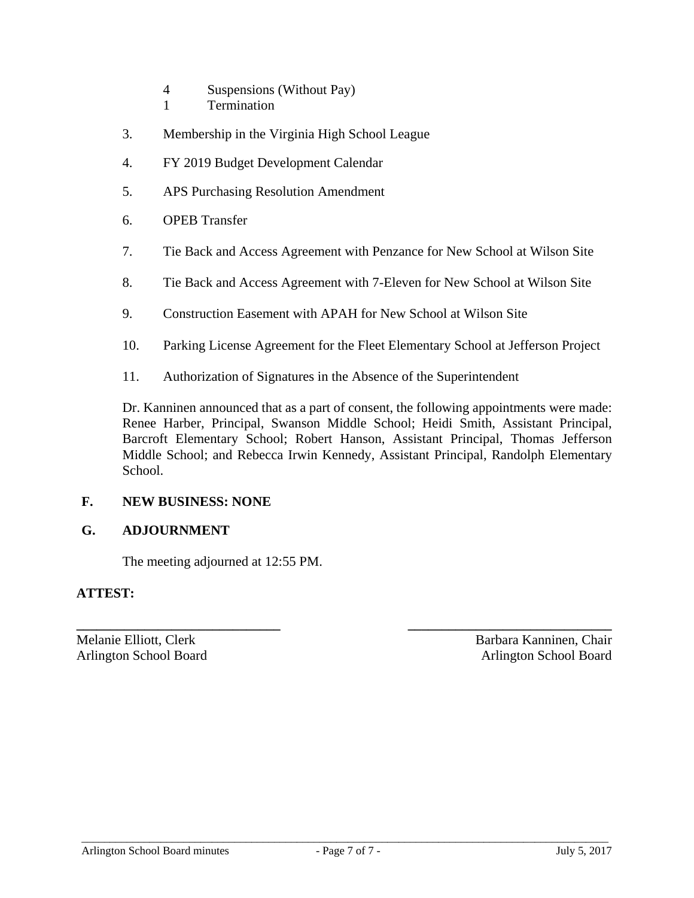4 Suspensions (Without Pay)
1 Termination

3. Membership in the Virginia High School League

4. FY 2019 Budget Development Calendar

5. APS Purchasing Resolution Amendment

6. OPEB Transfer

7. Tie Back and Access Agreement with Penzance for New School at Wilson Site

8. Tie Back and Access Agreement with 7-Eleven for New School at Wilson Site

9. Construction Easement with APAH for New School at Wilson Site

10. Parking License Agreement for the Fleet Elementary School at Jefferson Project

11. Authorization of Signatures in the Absence of the Superintendent

Dr. Kanninen announced that as a part of consent, the following appointments were made: Renee Harber, Principal, Swanson Middle School; Heidi Smith, Assistant Principal, Barcroft Elementary School; Robert Hanson, Assistant Principal, Thomas Jefferson Middle School; and Rebecca Irwin Kennedy, Assistant Principal, Randolph Elementary School.

**F. NEW BUSINESS: NONE**

**G. ADJOURNMENT**

The meeting adjourned at 12:55 PM.

**ATTEST:**

______________________________ ______________________________

Melanie Elliott, Clerk
Arlington School Board

Barbara Kanninen, Chair
Arlington School Board